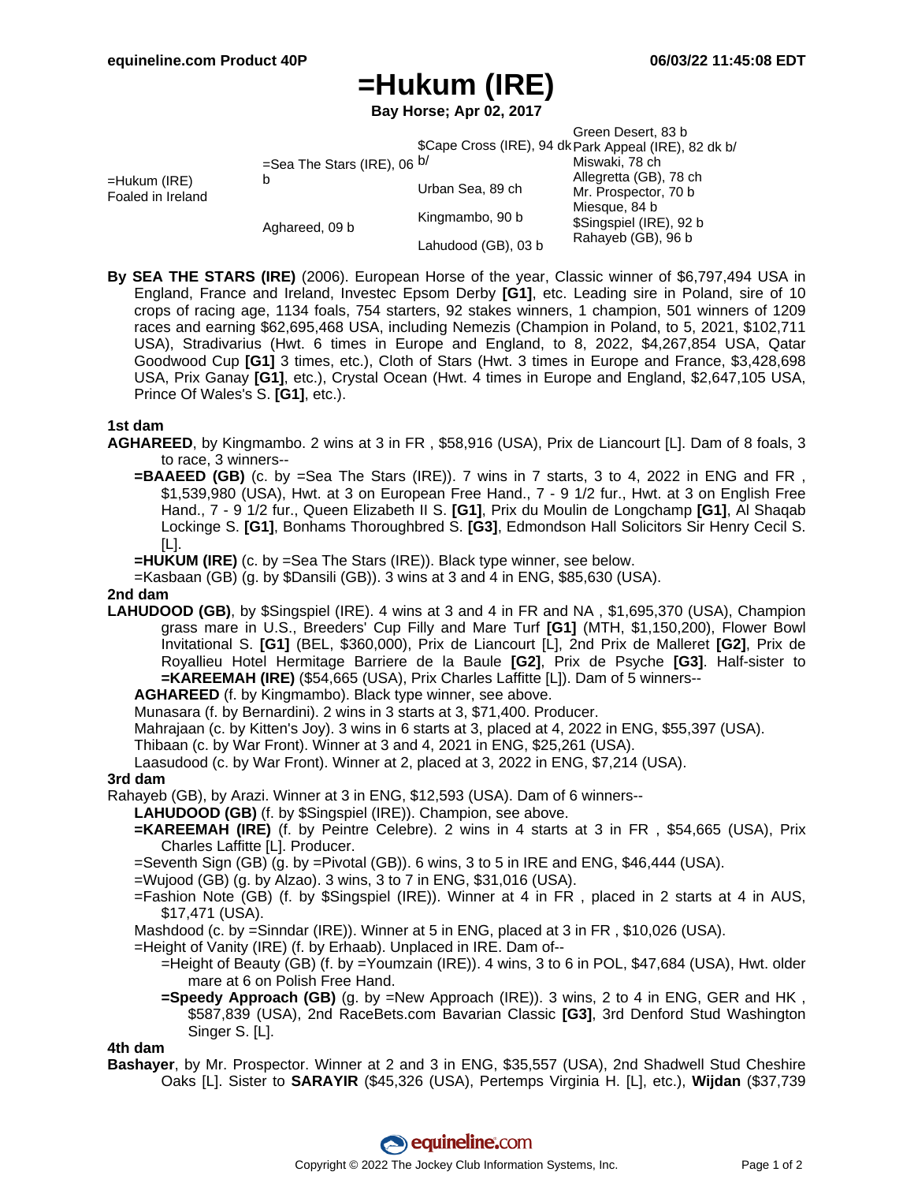# =Hukum (IRE)

**Bay Horse; Apr 02, 2017**

| | | | |
|---|---|---|---|
| =Hukum (IRE) Foaled in Ireland | =Sea The Stars (IRE), 06 b | $Cape Cross (IRE), 94 dk b/ | Green Desert, 83 b |
| | | | Park Appeal (IRE), 82 dk b/ |
| | | Urban Sea, 89 ch | Miswaki, 78 ch |
| | | | Allegretta (GB), 78 ch |
| | Aghareed, 09 b | Kingmambo, 90 b | Mr. Prospector, 70 b |
| | | | Miesque, 84 b |
| | | Lahudood (GB), 03 b | $Singspiel (IRE), 92 b |
| | | | Rahayeb (GB), 96 b |

**By SEA THE STARS (IRE)** (2006). European Horse of the year, Classic winner of $6,797,494 USA in England, France and Ireland, Investec Epsom Derby **[G1]**, etc. Leading sire in Poland, sire of 10 crops of racing age, 1134 foals, 754 starters, 92 stakes winners, 1 champion, 501 winners of 1209 races and earning $62,695,468 USA, including Nemezis (Champion in Poland, to 5, 2021, $102,711 USA), Stradivarius (Hwt. 6 times in Europe and England, to 8, 2022, $4,267,854 USA, Qatar Goodwood Cup **[G1]** 3 times, etc.), Cloth of Stars (Hwt. 3 times in Europe and France, $3,428,698 USA, Prix Ganay **[G1]**, etc.), Crystal Ocean (Hwt. 4 times in Europe and England, $2,647,105 USA, Prince Of Wales's S. **[G1]**, etc.).

### 1st dam

**AGHAREED**, by Kingmambo. 2 wins at 3 in FR , $58,916 (USA), Prix de Liancourt [L]. Dam of 8 foals, 3 to race, 3 winners--

- **=BAAEED (GB)** (c. by =Sea The Stars (IRE)). 7 wins in 7 starts, 3 to 4, 2022 in ENG and FR , $1,539,980 (USA), Hwt. at 3 on European Free Hand., 7 - 9 1/2 fur., Hwt. at 3 on English Free Hand., 7 - 9 1/2 fur., Queen Elizabeth II S. **[G1]**, Prix du Moulin de Longchamp **[G1]**, Al Shaqab Lockinge S. **[G1]**, Bonhams Thoroughbred S. **[G3]**, Edmondson Hall Solicitors Sir Henry Cecil S. [L].
- **=HUKUM (IRE)** (c. by =Sea The Stars (IRE)). Black type winner, see below.
- =Kasbaan (GB) (g. by $Dansili (GB)). 3 wins at 3 and 4 in ENG, $85,630 (USA).

### 2nd dam

**LAHUDOOD (GB)**, by $Singspiel (IRE). 4 wins at 3 and 4 in FR and NA , $1,695,370 (USA), Champion grass mare in U.S., Breeders' Cup Filly and Mare Turf **[G1]** (MTH, $1,150,200), Flower Bowl Invitational S. **[G1]** (BEL, $360,000), Prix de Liancourt [L], 2nd Prix de Malleret **[G2]**, Prix de Royallieu Hotel Hermitage Barriere de la Baule **[G2]**, Prix de Psyche **[G3]**. Half-sister to **=KAREEMAH (IRE)** ($54,665 (USA), Prix Charles Laffitte [L]). Dam of 5 winners--

- **AGHAREED** (f. by Kingmambo). Black type winner, see above.
- Munasara (f. by Bernardini). 2 wins in 3 starts at 3, $71,400. Producer.
- Mahrajaan (c. by Kitten's Joy). 3 wins in 6 starts at 3, placed at 4, 2022 in ENG, $55,397 (USA).
- Thibaan (c. by War Front). Winner at 3 and 4, 2021 in ENG, $25,261 (USA).
- Laasudood (c. by War Front). Winner at 2, placed at 3, 2022 in ENG, $7,214 (USA).

### 3rd dam

Rahayeb (GB), by Arazi. Winner at 3 in ENG, $12,593 (USA). Dam of 6 winners--

- **LAHUDOOD (GB)** (f. by $Singspiel (IRE)). Champion, see above.
- **=KAREEMAH (IRE)** (f. by Peintre Celebre). 2 wins in 4 starts at 3 in FR , $54,665 (USA), Prix Charles Laffitte [L]. Producer.
- =Seventh Sign (GB) (g. by =Pivotal (GB)). 6 wins, 3 to 5 in IRE and ENG, $46,444 (USA).
- =Wujood (GB) (g. by Alzao). 3 wins, 3 to 7 in ENG, $31,016 (USA).
- =Fashion Note (GB) (f. by $Singspiel (IRE)). Winner at 4 in FR , placed in 2 starts at 4 in AUS, $17,471 (USA).
- Mashdood (c. by =Sinndar (IRE)). Winner at 5 in ENG, placed at 3 in FR , $10,026 (USA).
- =Height of Vanity (IRE) (f. by Erhaab). Unplaced in IRE. Dam of--
  - =Height of Beauty (GB) (f. by =Youmzain (IRE)). 4 wins, 3 to 6 in POL, $47,684 (USA), Hwt. older mare at 6 on Polish Free Hand.
  - **=Speedy Approach (GB)** (g. by =New Approach (IRE)). 3 wins, 2 to 4 in ENG, GER and HK , $587,839 (USA), 2nd RaceBets.com Bavarian Classic **[G3]**, 3rd Denford Stud Washington Singer S. [L].

### 4th dam

**Bashayer**, by Mr. Prospector. Winner at 2 and 3 in ENG, $35,557 (USA), 2nd Shadwell Stud Cheshire Oaks [L]. Sister to **SARAYIR** ($45,326 (USA), Pertemps Virginia H. [L], etc.), **Wijdan** ($37,739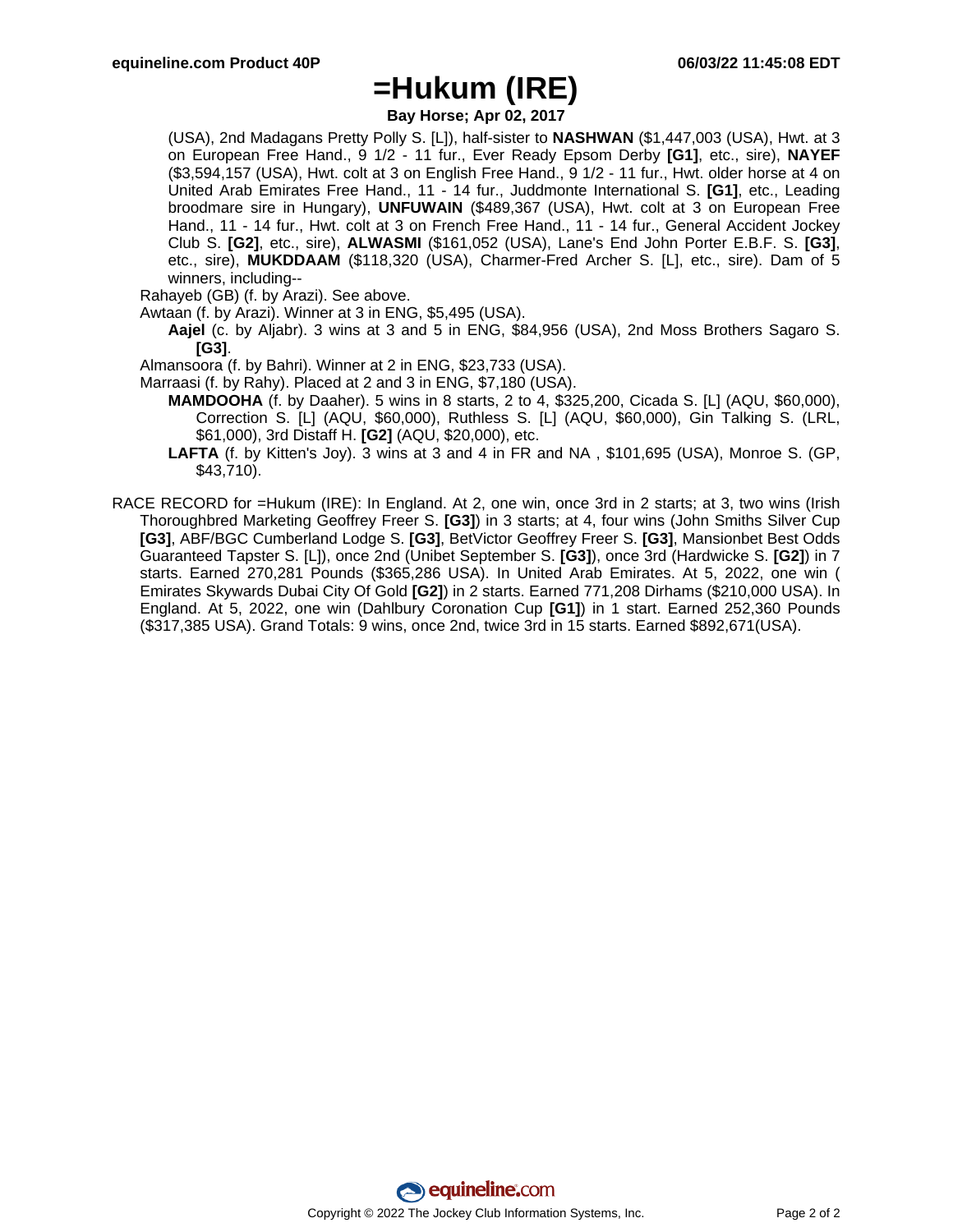# =Hukum (IRE)

**Bay Horse; Apr 02, 2017**

(USA), 2nd Madagans Pretty Polly S. [L]), half-sister to **NASHWAN** ($1,447,003 (USA), Hwt. at 3 on European Free Hand., 9 1/2 - 11 fur., Ever Ready Epsom Derby **[G1]**, etc., sire), **NAYEF** ($3,594,157 (USA), Hwt. colt at 3 on English Free Hand., 9 1/2 - 11 fur., Hwt. older horse at 4 on United Arab Emirates Free Hand., 11 - 14 fur., Juddmonte International S. **[G1]**, etc., Leading broodmare sire in Hungary), **UNFUWAIN** ($489,367 (USA), Hwt. colt at 3 on European Free Hand., 11 - 14 fur., Hwt. colt at 3 on French Free Hand., 11 - 14 fur., General Accident Jockey Club S. **[G2]**, etc., sire), **ALWASMI** ($161,052 (USA), Lane's End John Porter E.B.F. S. **[G3]**, etc., sire), **MUKDDAAM** ($118,320 (USA), Charmer-Fred Archer S. [L], etc., sire). Dam of 5 winners, including--

Rahayeb (GB) (f. by Arazi). See above.

Awtaan (f. by Arazi). Winner at 3 in ENG, $5,495 (USA).

**Aajel** (c. by Aljabr). 3 wins at 3 and 5 in ENG, $84,956 (USA), 2nd Moss Brothers Sagaro S. **[G3]**.

Almansoora (f. by Bahri). Winner at 2 in ENG, $23,733 (USA).

Marraasi (f. by Rahy). Placed at 2 and 3 in ENG, $7,180 (USA).

**MAMDOOHA** (f. by Daaher). 5 wins in 8 starts, 2 to 4, $325,200, Cicada S. [L] (AQU, $60,000), Correction S. [L] (AQU, $60,000), Ruthless S. [L] (AQU, $60,000), Gin Talking S. (LRL, $61,000), 3rd Distaff H. **[G2]** (AQU, $20,000), etc.

**LAFTA** (f. by Kitten's Joy). 3 wins at 3 and 4 in FR and NA , $101,695 (USA), Monroe S. (GP, $43,710).

RACE RECORD for =Hukum (IRE): In England. At 2, one win, once 3rd in 2 starts; at 3, two wins (Irish Thoroughbred Marketing Geoffrey Freer S. **[G3]**) in 3 starts; at 4, four wins (John Smiths Silver Cup **[G3]**, ABF/BGC Cumberland Lodge S. **[G3]**, BetVictor Geoffrey Freer S. **[G3]**, Mansionbet Best Odds Guaranteed Tapster S. [L]), once 2nd (Unibet September S. **[G3]**), once 3rd (Hardwicke S. **[G2]**) in 7 starts. Earned 270,281 Pounds ($365,286 USA). In United Arab Emirates. At 5, 2022, one win ( Emirates Skywards Dubai City Of Gold **[G2]**) in 2 starts. Earned 771,208 Dirhams ($210,000 USA). In England. At 5, 2022, one win (Dahlbury Coronation Cup **[G1]**) in 1 start. Earned 252,360 Pounds ($317,385 USA). Grand Totals: 9 wins, once 2nd, twice 3rd in 15 starts. Earned $892,671(USA).